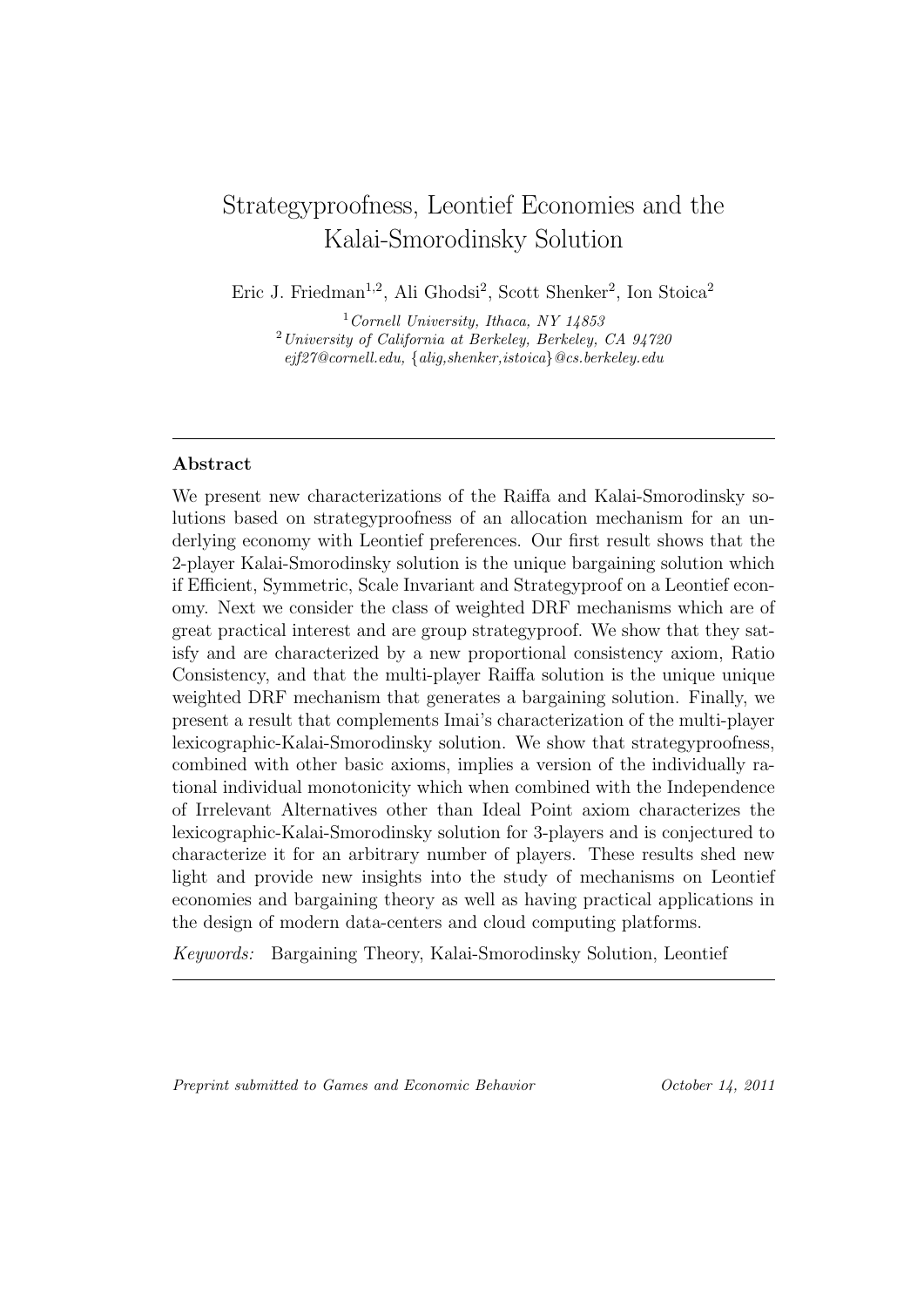# Strategyproofness, Leontief Economies and the Kalai-Smorodinsky Solution

Eric J. Friedman[1,2], Ali Ghodsi[2], Scott Shenker[2], Ion Stoica[2]

[1] *Cornell University, Ithaca, NY 14853*
[2] *University of California at Berkeley, Berkeley, CA 94720*
*ejf27@cornell.edu, {alig,shenker,istoica}@cs.berkeley.edu*

---

**Abstract**

We present new characterizations of the Raiffa and Kalai-Smorodinsky solutions based on strategyproofness of an allocation mechanism for an underlying economy with Leontief preferences. Our first result shows that the 2-player Kalai-Smorodinsky solution is the unique bargaining solution which if Efficient, Symmetric, Scale Invariant and Strategyproof on a Leontief economy. Next we consider the class of weighted DRF mechanisms which are of great practical interest and are group strategyproof. We show that they satisfy and are characterized by a new proportional consistency axiom, Ratio Consistency, and that the multi-player Raiffa solution is the unique unique weighted DRF mechanism that generates a bargaining solution. Finally, we present a result that complements Imai's characterization of the multi-player lexicographic-Kalai-Smorodinsky solution. We show that strategyproofness, combined with other basic axioms, implies a version of the individually rational individual monotonicity which when combined with the Independence of Irrelevant Alternatives other than Ideal Point axiom characterizes the lexicographic-Kalai-Smorodinsky solution for 3-players and is conjectured to characterize it for an arbitrary number of players. These results shed new light and provide new insights into the study of mechanisms on Leontief economies and bargaining theory as well as having practical applications in the design of modern data-centers and cloud computing platforms.

*Keywords:* Bargaining Theory, Kalai-Smorodinsky Solution, Leontief

---

*Preprint submitted to Games and Economic Behavior* *October 14, 2011*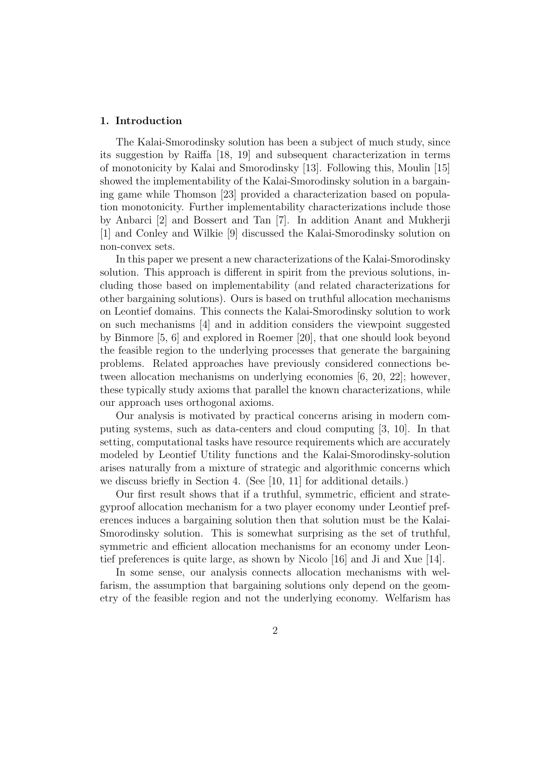## 1. Introduction

The Kalai-Smorodinsky solution has been a subject of much study, since its suggestion by Raiffa [18, 19] and subsequent characterization in terms of monotonicity by Kalai and Smorodinsky [13]. Following this, Moulin [15] showed the implementability of the Kalai-Smorodinsky solution in a bargaining game while Thomson [23] provided a characterization based on population monotonicity. Further implementability characterizations include those by Anbarci [2] and Bossert and Tan [7]. In addition Anant and Mukherji [1] and Conley and Wilkie [9] discussed the Kalai-Smorodinsky solution on non-convex sets.

In this paper we present a new characterizations of the Kalai-Smorodinsky solution. This approach is different in spirit from the previous solutions, including those based on implementability (and related characterizations for other bargaining solutions). Ours is based on truthful allocation mechanisms on Leontief domains. This connects the Kalai-Smorodinsky solution to work on such mechanisms [4] and in addition considers the viewpoint suggested by Binmore [5, 6] and explored in Roemer [20], that one should look beyond the feasible region to the underlying processes that generate the bargaining problems. Related approaches have previously considered connections between allocation mechanisms on underlying economies [6, 20, 22]; however, these typically study axioms that parallel the known characterizations, while our approach uses orthogonal axioms.

Our analysis is motivated by practical concerns arising in modern computing systems, such as data-centers and cloud computing [3, 10]. In that setting, computational tasks have resource requirements which are accurately modeled by Leontief Utility functions and the Kalai-Smorodinsky-solution arises naturally from a mixture of strategic and algorithmic concerns which we discuss briefly in Section 4. (See [10, 11] for additional details.)

Our first result shows that if a truthful, symmetric, efficient and strategyproof allocation mechanism for a two player economy under Leontief preferences induces a bargaining solution then that solution must be the Kalai-Smorodinsky solution. This is somewhat surprising as the set of truthful, symmetric and efficient allocation mechanisms for an economy under Leontief preferences is quite large, as shown by Nicolo [16] and Ji and Xue [14].

In some sense, our analysis connects allocation mechanisms with welfarism, the assumption that bargaining solutions only depend on the geometry of the feasible region and not the underlying economy. Welfarism has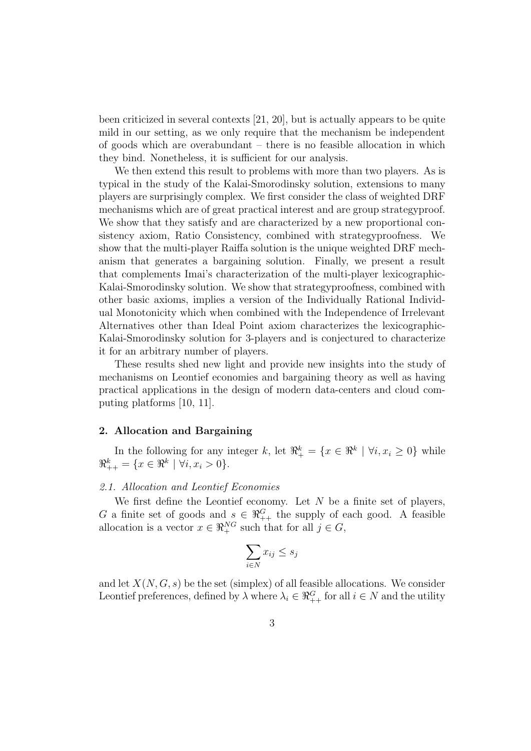been criticized in several contexts [21, 20], but is actually appears to be quite mild in our setting, as we only require that the mechanism be independent of goods which are overabundant – there is no feasible allocation in which they bind. Nonetheless, it is sufficient for our analysis.

We then extend this result to problems with more than two players. As is typical in the study of the Kalai-Smorodinsky solution, extensions to many players are surprisingly complex. We first consider the class of weighted DRF mechanisms which are of great practical interest and are group strategyproof. We show that they satisfy and are characterized by a new proportional consistency axiom, Ratio Consistency, combined with strategyproofness. We show that the multi-player Raiffa solution is the unique weighted DRF mechanism that generates a bargaining solution. Finally, we present a result that complements Imai's characterization of the multi-player lexicographic-Kalai-Smorodinsky solution. We show that strategyproofness, combined with other basic axioms, implies a version of the Individually Rational Individual Monotonicity which when combined with the Independence of Irrelevant Alternatives other than Ideal Point axiom characterizes the lexicographic-Kalai-Smorodinsky solution for 3-players and is conjectured to characterize it for an arbitrary number of players.

These results shed new light and provide new insights into the study of mechanisms on Leontief economies and bargaining theory as well as having practical applications in the design of modern data-centers and cloud computing platforms [10, 11].

## 2. Allocation and Bargaining

In the following for any integer $k$, let $\Re^k_+ = \{x \in \Re^k \mid \forall i, x_i \geq 0\}$ while $\Re^k_{++} = \{x \in \Re^k \mid \forall i, x_i > 0\}$.

### *2.1. Allocation and Leontief Economies*

We first define the Leontief economy. Let $N$ be a finite set of players, $G$ a finite set of goods and $s \in \Re^G_{++}$ the supply of each good. A feasible allocation is a vector $x \in \Re^{NG}_+$ such that for all $j \in G$,

$$\sum_{i \in N} x_{ij} \leq s_j$$

and let $X(N, G, s)$ be the set (simplex) of all feasible allocations. We consider Leontief preferences, defined by $\lambda$ where $\lambda_i \in \Re^G_{++}$ for all $i \in N$ and the utility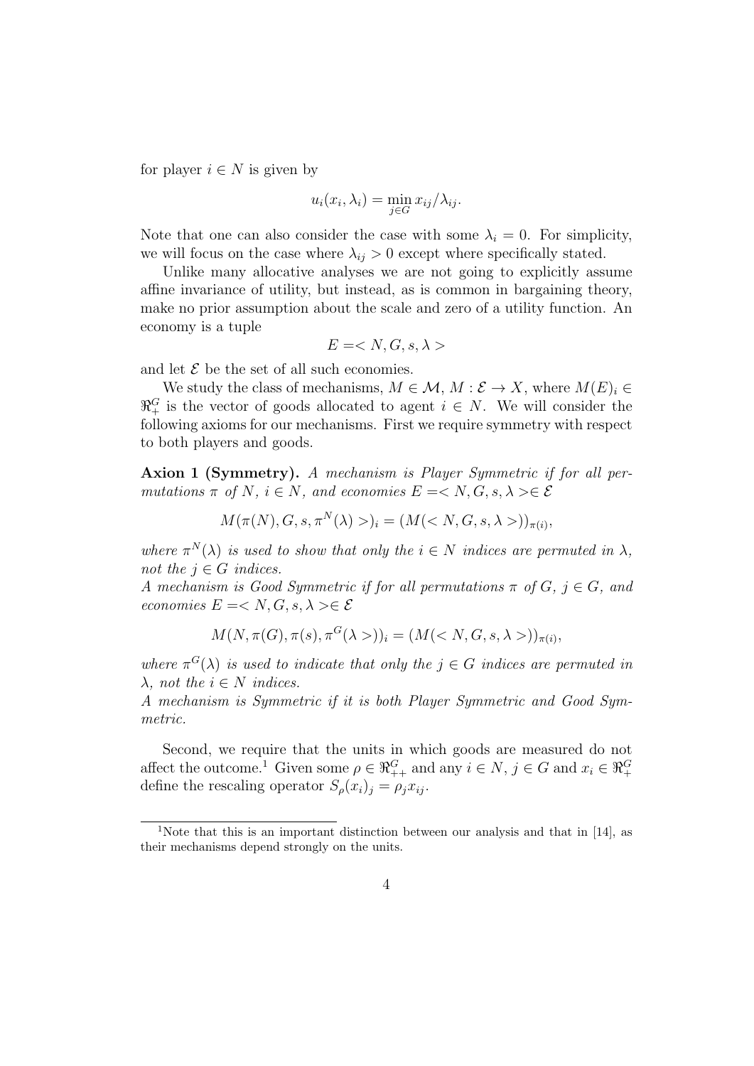for player $i \in N$ is given by

$$u_i(x_i, \lambda_i) = \min_{j \in G} x_{ij}/\lambda_{ij}.$$

Note that one can also consider the case with some $\lambda_i = 0$. For simplicity, we will focus on the case where $\lambda_{ij} > 0$ except where specifically stated.

Unlike many allocative analyses we are not going to explicitly assume affine invariance of utility, but instead, as is common in bargaining theory, make no prior assumption about the scale and zero of a utility function. An economy is a tuple

$$E = < N, G, s, \lambda >$$

and let $\mathcal{E}$ be the set of all such economies.

We study the class of mechanisms, $M \in \mathcal{M}$, $M : \mathcal{E} \to X$, where $M(E)_i \in \Re_+^G$ is the vector of goods allocated to agent $i \in N$. We will consider the following axioms for our mechanisms. First we require symmetry with respect to both players and goods.

**Axion 1 (Symmetry).** *A mechanism is Player Symmetric if for all permutations $\pi$ of $N$, $i \in N$, and economies $E =< N, G, s, \lambda >\in \mathcal{E}$*

$$M(\pi(N), G, s, \pi^N(\lambda) >)_i = (M(< N, G, s, \lambda >))_{\pi(i)},$$

*where $\pi^N(\lambda)$ is used to show that only the $i \in N$ indices are permuted in $\lambda$, not the $j \in G$ indices.*

*A mechanism is Good Symmetric if for all permutations $\pi$ of $G$, $j \in G$, and economies $E =< N, G, s, \lambda >\in \mathcal{E}$*

$$M(N, \pi(G), \pi(s), \pi^G(\lambda >))_i = (M(< N, G, s, \lambda >))_{\pi(i)},$$

*where $\pi^G(\lambda)$ is used to indicate that only the $j \in G$ indices are permuted in $\lambda$, not the $i \in N$ indices.*

*A mechanism is Symmetric if it is both Player Symmetric and Good Symmetric.*

Second, we require that the units in which goods are measured do not affect the outcome.[1] Given some $\rho \in \Re_{++}^G$ and any $i \in N$, $j \in G$ and $x_i \in \Re_+^G$ define the rescaling operator $S_\rho(x_i)_j = \rho_j x_{ij}$.

[1] Note that this is an important distinction between our analysis and that in [14], as their mechanisms depend strongly on the units.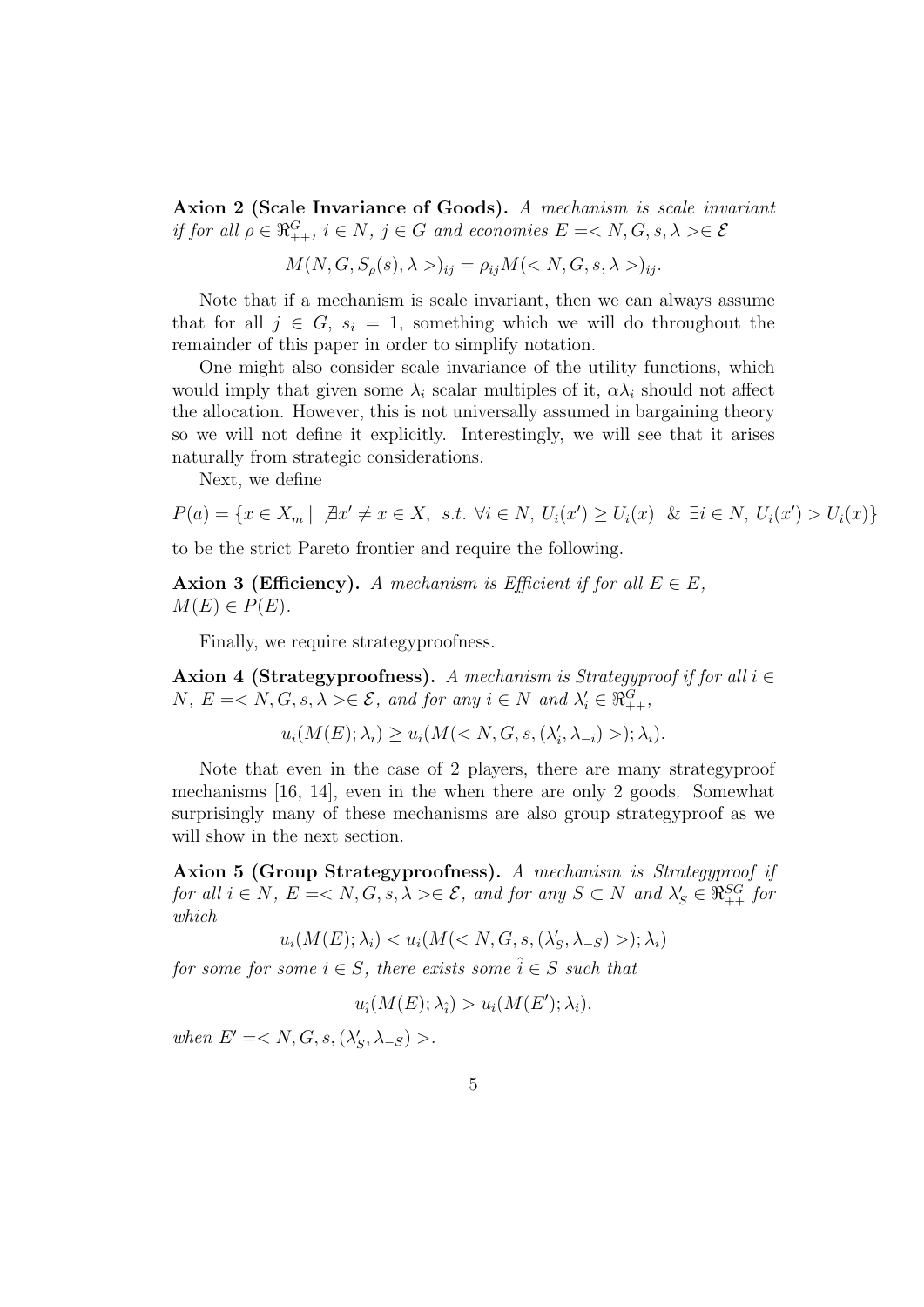**Axion 2 (Scale Invariance of Goods).** *A mechanism is scale invariant if for all $\rho \in \Re^{G}_{++}$, $i \in N$, $j \in G$ and economies $E =< N, G, s, \lambda >\in \mathcal{E}$*

$$M(N, G, S_\rho(s), \lambda >)_{ij} = \rho_{ij} M(< N, G, s, \lambda >)_{ij}.$$

Note that if a mechanism is scale invariant, then we can always assume that for all $j \in G$, $s_i = 1$, something which we will do throughout the remainder of this paper in order to simplify notation.

One might also consider scale invariance of the utility functions, which would imply that given some $\lambda_i$ scalar multiples of it, $\alpha \lambda_i$ should not affect the allocation. However, this is not universally assumed in bargaining theory so we will not define it explicitly. Interestingly, we will see that it arises naturally from strategic considerations.

Next, we define

$$P(a) = \{x \in X_m \mid \nexists x' \neq x \in X, \ s.t. \ \forall i \in N, \ U_i(x') \geq U_i(x) \ \& \ \exists i \in N, \ U_i(x') > U_i(x)\}$$

to be the strict Pareto frontier and require the following.

**Axion 3 (Efficiency).** *A mechanism is Efficient if for all $E \in E$, $M(E) \in P(E)$.*

Finally, we require strategyproofness.

**Axion 4 (Strategyproofness).** *A mechanism is Strategyproof if for all $i \in N$, $E =< N, G, s, \lambda >\in \mathcal{E}$, and for any $i \in N$ and $\lambda'_i \in \Re^{G}_{++}$,*

$$u_i(M(E); \lambda_i) \geq u_i(M(< N, G, s, (\lambda'_i, \lambda_{-i}) >); \lambda_i).$$

Note that even in the case of 2 players, there are many strategyproof mechanisms [16, 14], even in the when there are only 2 goods. Somewhat surprisingly many of these mechanisms are also group strategyproof as we will show in the next section.

**Axion 5 (Group Strategyproofness).** *A mechanism is Strategyproof if for all $i \in N$, $E =< N, G, s, \lambda >\in \mathcal{E}$, and for any $S \subset N$ and $\lambda'_S \in \Re^{SG}_{++}$ for which*

$$u_i(M(E); \lambda_i) < u_i(M(< N, G, s, (\lambda'_S, \lambda_{-S}) >); \lambda_i)$$

*for some for some $i \in S$, there exists some $\hat{i} \in S$ such that*

$$u_{\hat{i}}(M(E); \lambda_{\hat{i}}) > u_i(M(E'); \lambda_i),$$

*when $E' =< N, G, s, (\lambda'_S, \lambda_{-S}) >$.*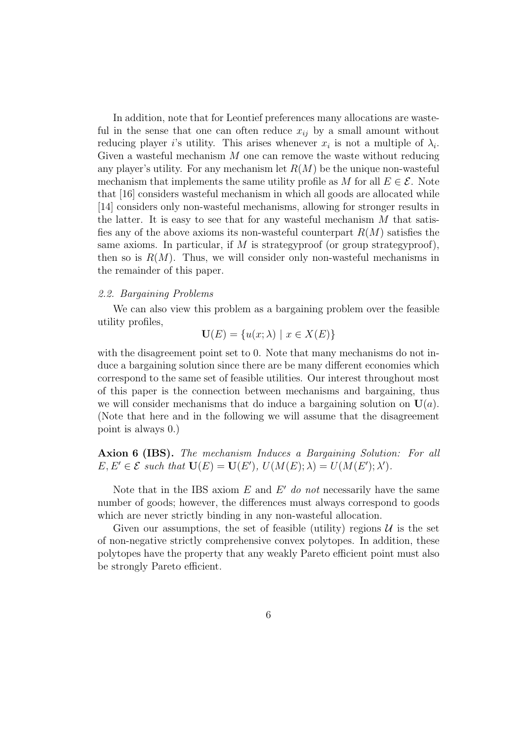In addition, note that for Leontief preferences many allocations are wasteful in the sense that one can often reduce $x_{ij}$ by a small amount without reducing player $i$'s utility. This arises whenever $x_i$ is not a multiple of $\lambda_i$. Given a wasteful mechanism $M$ one can remove the waste without reducing any player's utility. For any mechanism let $R(M)$ be the unique non-wasteful mechanism that implements the same utility profile as $M$ for all $E \in \mathcal{E}$. Note that [16] considers wasteful mechanism in which all goods are allocated while [14] considers only non-wasteful mechanisms, allowing for stronger results in the latter. It is easy to see that for any wasteful mechanism $M$ that satisfies any of the above axioms its non-wasteful counterpart $R(M)$ satisfies the same axioms. In particular, if $M$ is strategyproof (or group strategyproof), then so is $R(M)$. Thus, we will consider only non-wasteful mechanisms in the remainder of this paper.

### *2.2. Bargaining Problems*

We can also view this problem as a bargaining problem over the feasible utility profiles,

$$\mathbf{U}(E) = \{u(x; \lambda) \mid x \in X(E)\}$$

with the disagreement point set to 0. Note that many mechanisms do not induce a bargaining solution since there are be many different economies which correspond to the same set of feasible utilities. Our interest throughout most of this paper is the connection between mechanisms and bargaining, thus we will consider mechanisms that do induce a bargaining solution on $\mathbf{U}(a)$. (Note that here and in the following we will assume that the disagreement point is always 0.)

**Axion 6 (IBS).** *The mechanism Induces a Bargaining Solution: For all $E, E' \in \mathcal{E}$ such that $\mathbf{U}(E) = \mathbf{U}(E')$, $U(M(E); \lambda) = U(M(E'); \lambda')$.*

Note that in the IBS axiom $E$ and $E'$ *do not* necessarily have the same number of goods; however, the differences must always correspond to goods which are never strictly binding in any non-wasteful allocation.

Given our assumptions, the set of feasible (utility) regions $\mathcal{U}$ is the set of non-negative strictly comprehensive convex polytopes. In addition, these polytopes have the property that any weakly Pareto efficient point must also be strongly Pareto efficient.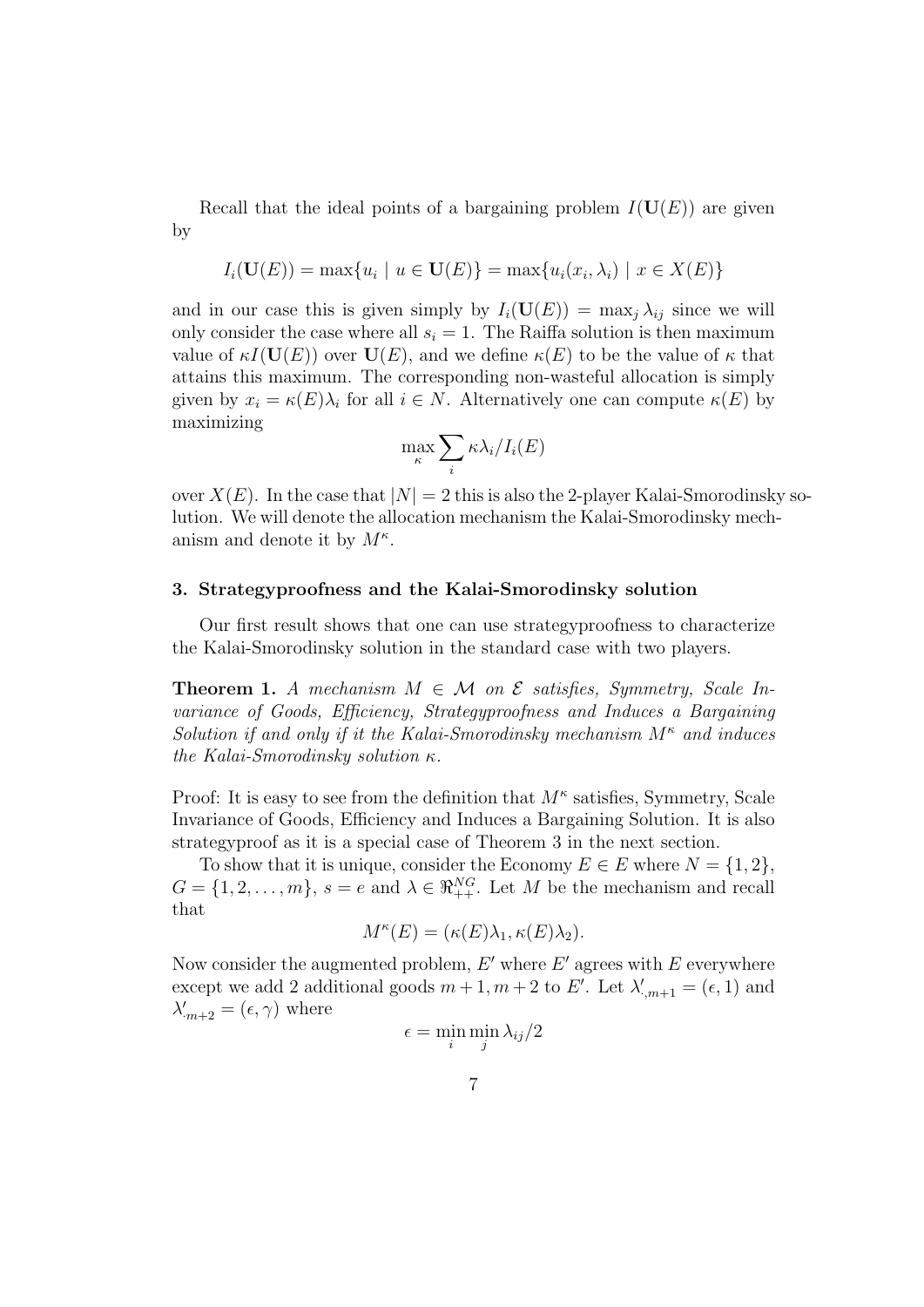Recall that the ideal points of a bargaining problem $I(\mathbf{U}(E))$ are given by

$$I_i(\mathbf{U}(E)) = \max\{u_i \mid u \in \mathbf{U}(E)\} = \max\{u_i(x_i, \lambda_i) \mid x \in X(E)\}$$

and in our case this is given simply by $I_i(\mathbf{U}(E)) = \max_j \lambda_{ij}$ since we will only consider the case where all $s_i = 1$. The Raiffa solution is then maximum value of $\kappa I(\mathbf{U}(E))$ over $\mathbf{U}(E)$, and we define $\kappa(E)$ to be the value of $\kappa$ that attains this maximum. The corresponding non-wasteful allocation is simply given by $x_i = \kappa(E)\lambda_i$ for all $i \in N$. Alternatively one can compute $\kappa(E)$ by maximizing

$$\max_{\kappa} \sum_i \kappa\lambda_i / I_i(E)$$

over $X(E)$. In the case that $|N| = 2$ this is also the 2-player Kalai-Smorodinsky solution. We will denote the allocation mechanism the Kalai-Smorodinsky mechanism and denote it by $M^{\kappa}$.

### 3. Strategyproofness and the Kalai-Smorodinsky solution

Our first result shows that one can use strategyproofness to characterize the Kalai-Smorodinsky solution in the standard case with two players.

**Theorem 1.** *A mechanism $M \in \mathcal{M}$ on $\mathcal{E}$ satisfies, Symmetry, Scale Invariance of Goods, Efficiency, Strategyproofness and Induces a Bargaining Solution if and only if it the Kalai-Smorodinsky mechanism $M^{\kappa}$ and induces the Kalai-Smorodinsky solution $\kappa$.*

Proof: It is easy to see from the definition that $M^{\kappa}$ satisfies, Symmetry, Scale Invariance of Goods, Efficiency and Induces a Bargaining Solution. It is also strategyproof as it is a special case of Theorem 3 in the next section.

To show that it is unique, consider the Economy $E \in E$ where $N = \{1, 2\}$, $G = \{1, 2, \ldots, m\}$, $s = e$ and $\lambda \in \Re^{NG}_{++}$. Let $M$ be the mechanism and recall that

$$M^{\kappa}(E) = (\kappa(E)\lambda_1, \kappa(E)\lambda_2).$$

Now consider the augmented problem, $E'$ where $E'$ agrees with $E$ everywhere except we add 2 additional goods $m+1, m+2$ to $E'$. Let $\lambda'_{,m+1} = (\epsilon, 1)$ and $\lambda'_{\cdot m+2} = (\epsilon, \gamma)$ where

$$\epsilon = \min_i \min_j \lambda_{ij}/2$$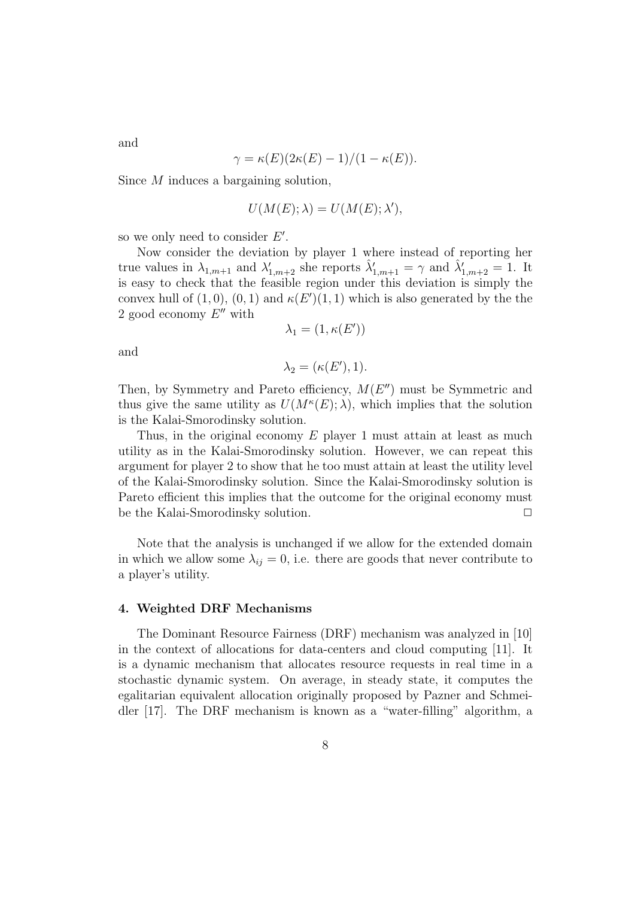and

$$\gamma = \kappa(E)(2\kappa(E) - 1)/(1 - \kappa(E)).$$

Since $M$ induces a bargaining solution,

$$U(M(E); \lambda) = U(M(E); \lambda'),$$

so we only need to consider $E'$.

Now consider the deviation by player 1 where instead of reporting her true values in $\lambda_{1,m+1}$ and $\lambda'_{1,m+2}$ she reports $\hat{\lambda}'_{1,m+1} = \gamma$ and $\hat{\lambda}'_{1,m+2} = 1$. It is easy to check that the feasible region under this deviation is simply the convex hull of $(1, 0)$, $(0, 1)$ and $\kappa(E')(1, 1)$ which is also generated by the the 2 good economy $E''$ with

$$\lambda_1 = (1, \kappa(E'))$$

and

$$\lambda_2 = (\kappa(E'), 1).$$

Then, by Symmetry and Pareto efficiency, $M(E'')$ must be Symmetric and thus give the same utility as $U(M^{\kappa}(E); \lambda)$, which implies that the solution is the Kalai-Smorodinsky solution.

Thus, in the original economy $E$ player 1 must attain at least as much utility as in the Kalai-Smorodinsky solution. However, we can repeat this argument for player 2 to show that he too must attain at least the utility level of the Kalai-Smorodinsky solution. Since the Kalai-Smorodinsky solution is Pareto efficient this implies that the outcome for the original economy must be the Kalai-Smorodinsky solution. □

Note that the analysis is unchanged if we allow for the extended domain in which we allow some $\lambda_{ij} = 0$, i.e. there are goods that never contribute to a player's utility.

### 4. Weighted DRF Mechanisms

The Dominant Resource Fairness (DRF) mechanism was analyzed in [10] in the context of allocations for data-centers and cloud computing [11]. It is a dynamic mechanism that allocates resource requests in real time in a stochastic dynamic system. On average, in steady state, it computes the egalitarian equivalent allocation originally proposed by Pazner and Schmeidler [17]. The DRF mechanism is known as a "water-filling" algorithm, a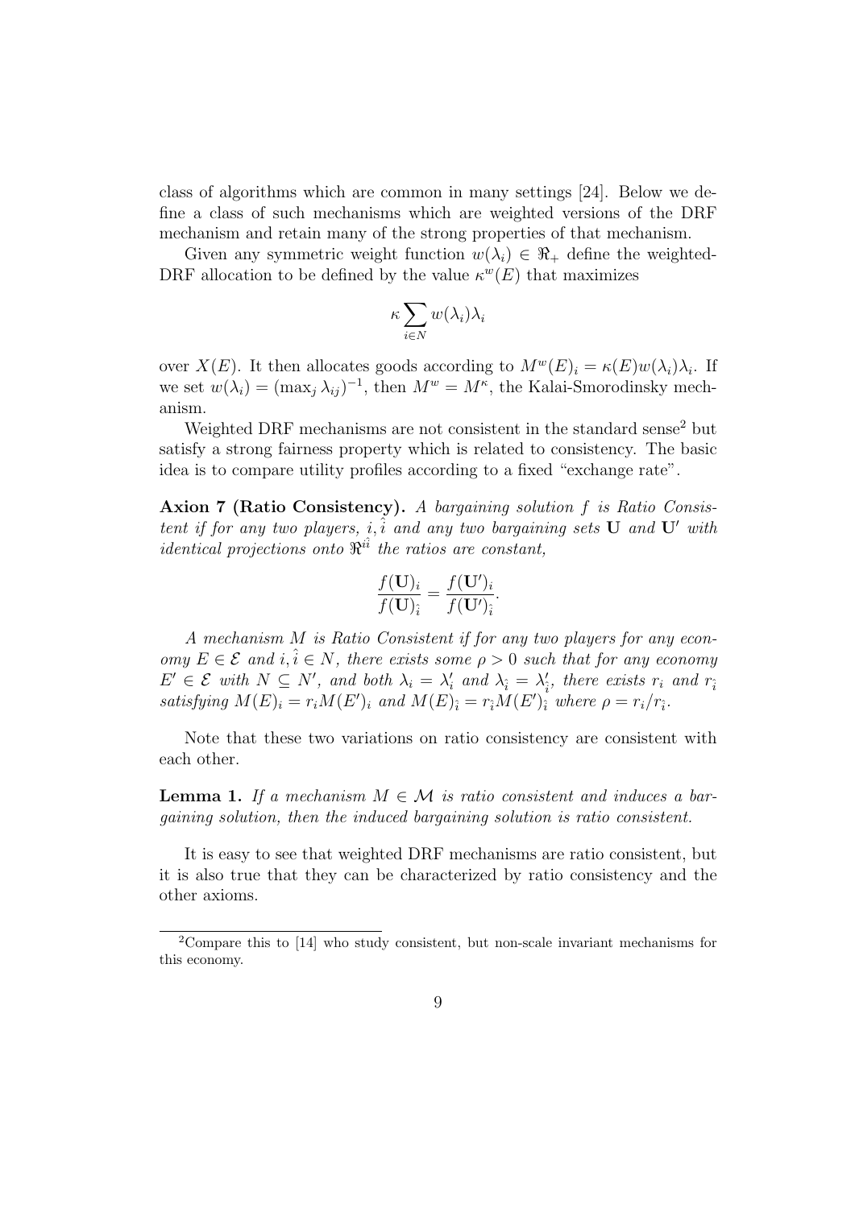class of algorithms which are common in many settings [24]. Below we define a class of such mechanisms which are weighted versions of the DRF mechanism and retain many of the strong properties of that mechanism.

Given any symmetric weight function $w(\lambda_i) \in \Re_+$ define the weighted-DRF allocation to be defined by the value $\kappa^w(E)$ that maximizes

$$\kappa \sum_{i \in N} w(\lambda_i)\lambda_i$$

over $X(E)$. It then allocates goods according to $M^w(E)_i = \kappa(E)w(\lambda_i)\lambda_i$. If we set $w(\lambda_i) = (\max_j \lambda_{ij})^{-1}$, then $M^w = M^\kappa$, the Kalai-Smorodinsky mechanism.

Weighted DRF mechanisms are not consistent in the standard sense[2] but satisfy a strong fairness property which is related to consistency. The basic idea is to compare utility profiles according to a fixed "exchange rate".

**Axion 7 (Ratio Consistency).** *A bargaining solution $f$ is Ratio Consistent if for any two players, $i, \hat{i}$ and any two bargaining sets $\mathbf{U}$ and $\mathbf{U}'$ with identical projections onto $\Re^{i\hat{i}}$ the ratios are constant,*

$$\frac{f(\mathbf{U})_i}{f(\mathbf{U})_{\hat{i}}} = \frac{f(\mathbf{U}')_i}{f(\mathbf{U}')_{\hat{i}}}.$$

*A mechanism $M$ is Ratio Consistent if for any two players for any economy $E \in \mathcal{E}$ and $i, \hat{i} \in N$, there exists some $\rho > 0$ such that for any economy $E' \in \mathcal{E}$ with $N \subseteq N'$, and both $\lambda_i = \lambda'_i$ and $\lambda_{\hat{i}} = \lambda'_{\hat{i}}$, there exists $r_i$ and $r_{\hat{i}}$ satisfying $M(E)_i = r_i M(E')_i$ and $M(E)_{\hat{i}} = r_{\hat{i}} M(E')_{\hat{i}}$ where $\rho = r_i / r_{\hat{i}}$.*

Note that these two variations on ratio consistency are consistent with each other.

**Lemma 1.** *If a mechanism $M \in \mathcal{M}$ is ratio consistent and induces a bargaining solution, then the induced bargaining solution is ratio consistent.*

It is easy to see that weighted DRF mechanisms are ratio consistent, but it is also true that they can be characterized by ratio consistency and the other axioms.

[2] Compare this to [14] who study consistent, but non-scale invariant mechanisms for this economy.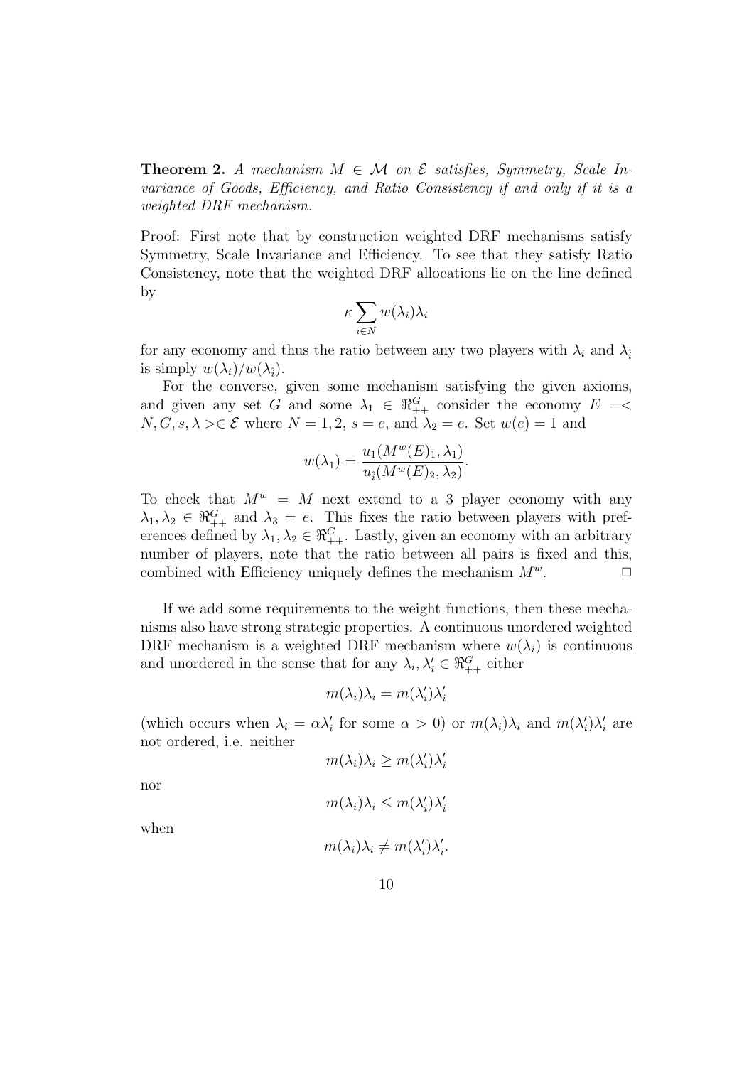**Theorem 2.** *A mechanism $M \in \mathcal{M}$ on $\mathcal{E}$ satisfies, Symmetry, Scale Invariance of Goods, Efficiency, and Ratio Consistency if and only if it is a weighted DRF mechanism.*

Proof: First note that by construction weighted DRF mechanisms satisfy Symmetry, Scale Invariance and Efficiency. To see that they satisfy Ratio Consistency, note that the weighted DRF allocations lie on the line defined by

$$\kappa \sum_{i \in N} w(\lambda_i)\lambda_i$$

for any economy and thus the ratio between any two players with $\lambda_i$ and $\lambda_{\hat{i}}$ is simply $w(\lambda_i)/w(\lambda_{\hat{i}})$.

For the converse, given some mechanism satisfying the given axioms, and given any set $G$ and some $\lambda_1 \in \Re^G_{++}$ consider the economy $E =< N, G, s, \lambda > \in \mathcal{E}$ where $N = 1, 2$, $s = e$, and $\lambda_2 = e$. Set $w(e) = 1$ and

$$w(\lambda_1) = \frac{u_1(M^w(E)_1, \lambda_1)}{u_{\hat{i}}(M^w(E)_2, \lambda_2)}.$$

To check that $M^w = M$ next extend to a 3 player economy with any $\lambda_1, \lambda_2 \in \Re^G_{++}$ and $\lambda_3 = e$. This fixes the ratio between players with preferences defined by $\lambda_1, \lambda_2 \in \Re^G_{++}$. Lastly, given an economy with an arbitrary number of players, note that the ratio between all pairs is fixed and this, combined with Efficiency uniquely defines the mechanism $M^w$. $\square$

If we add some requirements to the weight functions, then these mechanisms also have strong strategic properties. A continuous unordered weighted DRF mechanism is a weighted DRF mechanism where $w(\lambda_i)$ is continuous and unordered in the sense that for any $\lambda_i, \lambda'_i \in \Re^G_{++}$ either

$$m(\lambda_i)\lambda_i = m(\lambda'_i)\lambda'_i$$

(which occurs when $\lambda_i = \alpha\lambda'_i$ for some $\alpha > 0$) or $m(\lambda_i)\lambda_i$ and $m(\lambda'_i)\lambda'_i$ are not ordered, i.e. neither

$$m(\lambda_i)\lambda_i \geq m(\lambda'_i)\lambda'_i$$

nor

$$m(\lambda_i)\lambda_i \leq m(\lambda'_i)\lambda'_i$$

when

$$m(\lambda_i)\lambda_i \neq m(\lambda'_i)\lambda'_i.$$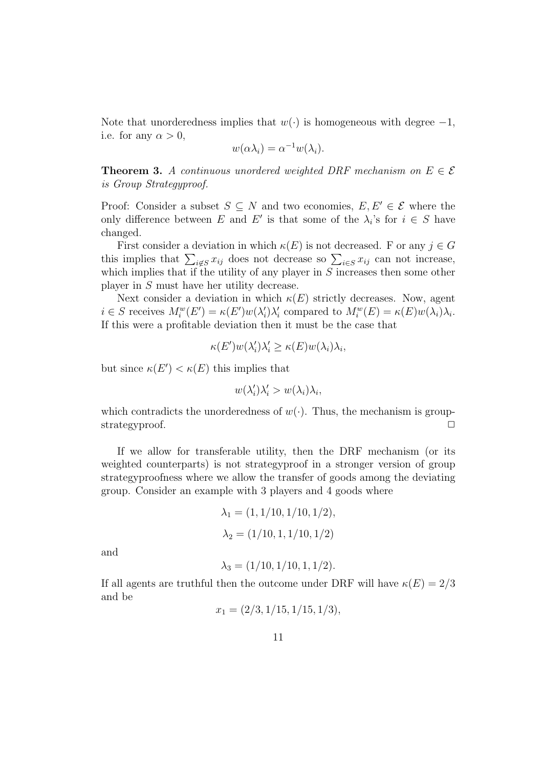Note that unorderedness implies that $w(\cdot)$ is homogeneous with degree $-1$, i.e. for any $\alpha > 0$,

$$w(\alpha\lambda_i) = \alpha^{-1}w(\lambda_i).$$

**Theorem 3.** *A continuous unordered weighted DRF mechanism on $E \in \mathcal{E}$ is Group Strategyproof.*

Proof: Consider a subset $S \subseteq N$ and two economies, $E, E' \in \mathcal{E}$ where the only difference between $E$ and $E'$ is that some of the $\lambda_i$'s for $i \in S$ have changed.

First consider a deviation in which $\kappa(E)$ is not decreased. F or any $j \in G$ this implies that $\sum_{i \notin S} x_{ij}$ does not decrease so $\sum_{i \in S} x_{ij}$ can not increase, which implies that if the utility of any player in $S$ increases then some other player in $S$ must have her utility decrease.

Next consider a deviation in which $\kappa(E)$ strictly decreases. Now, agent $i \in S$ receives $M_i^w(E') = \kappa(E')w(\lambda_i')\lambda_i'$ compared to $M_i^w(E) = \kappa(E)w(\lambda_i)\lambda_i$. If this were a profitable deviation then it must be the case that

$$\kappa(E')w(\lambda_i')\lambda_i' \geq \kappa(E)w(\lambda_i)\lambda_i,$$

but since $\kappa(E') < \kappa(E)$ this implies that

$$w(\lambda_i')\lambda_i' > w(\lambda_i)\lambda_i,$$

which contradicts the unorderedness of $w(\cdot)$. Thus, the mechanism is group-strategyproof. $\square$

If we allow for transferable utility, then the DRF mechanism (or its weighted counterparts) is not strategyproof in a stronger version of group strategyproofness where we allow the transfer of goods among the deviating group. Consider an example with 3 players and 4 goods where

$$\lambda_1 = (1, 1/10, 1/10, 1/2),$$

$$\lambda_2 = (1/10, 1, 1/10, 1/2)$$

and

$$\lambda_3 = (1/10, 1/10, 1, 1/2).$$

If all agents are truthful then the outcome under DRF will have $\kappa(E) = 2/3$ and be

$$x_1 = (2/3, 1/15, 1/15, 1/3),$$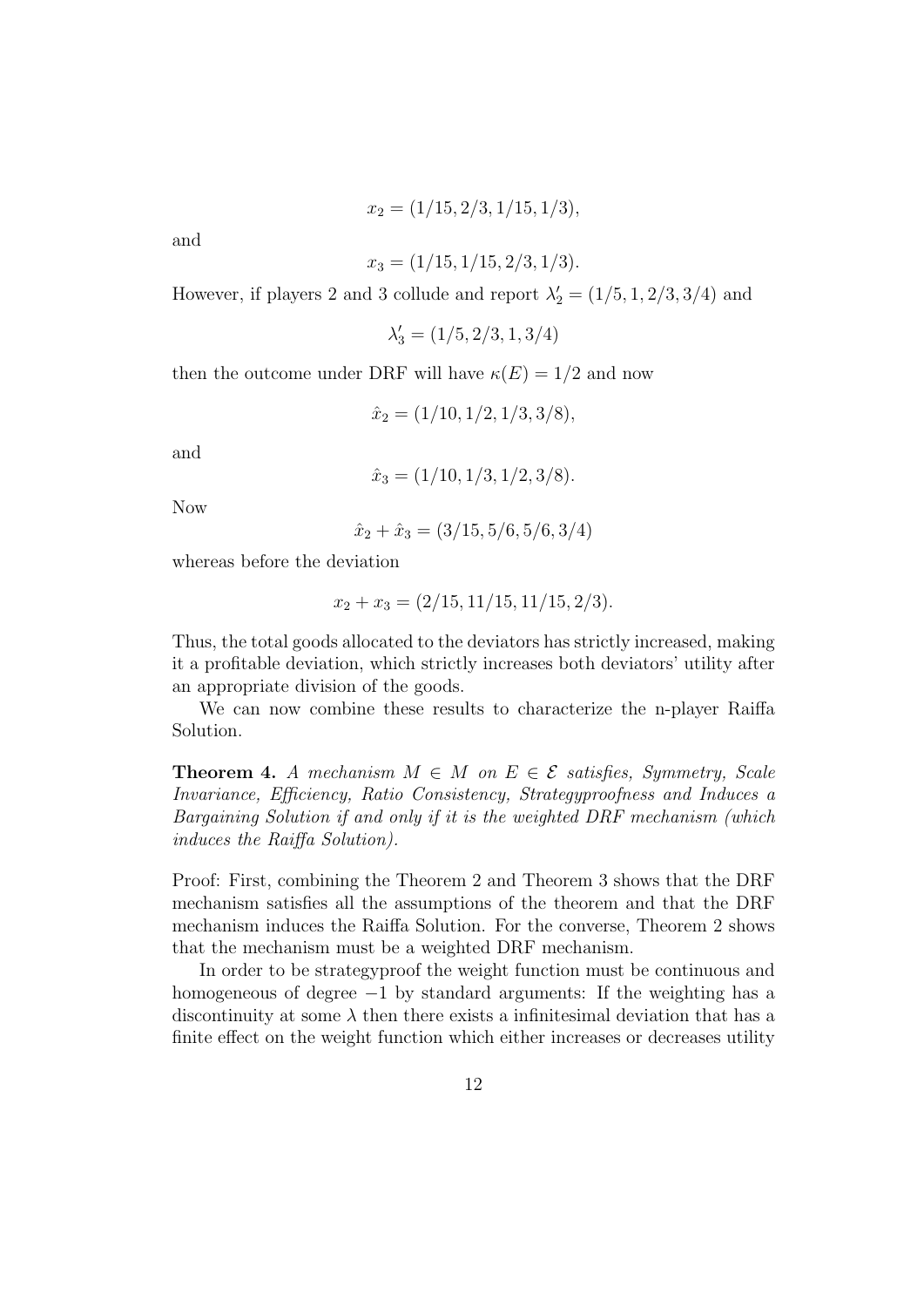$$x_2 = (1/15, 2/3, 1/15, 1/3),$$

and

$$x_3 = (1/15, 1/15, 2/3, 1/3).$$

However, if players 2 and 3 collude and report $\lambda_2' = (1/5, 1, 2/3, 3/4)$ and

$$\lambda_3' = (1/5, 2/3, 1, 3/4)$$

then the outcome under DRF will have $\kappa(E) = 1/2$ and now

$$\hat{x}_2 = (1/10, 1/2, 1/3, 3/8),$$

and

$$\hat{x}_3 = (1/10, 1/3, 1/2, 3/8).$$

Now

$$\hat{x}_2 + \hat{x}_3 = (3/15, 5/6, 5/6, 3/4)$$

whereas before the deviation

$$x_2 + x_3 = (2/15, 11/15, 11/15, 2/3).$$

Thus, the total goods allocated to the deviators has strictly increased, making it a profitable deviation, which strictly increases both deviators' utility after an appropriate division of the goods.

We can now combine these results to characterize the n-player Raiffa Solution.

**Theorem 4.** *A mechanism $M \in M$ on $E \in \mathcal{E}$ satisfies, Symmetry, Scale Invariance, Efficiency, Ratio Consistency, Strategyproofness and Induces a Bargaining Solution if and only if it is the weighted DRF mechanism (which induces the Raiffa Solution).*

Proof: First, combining the Theorem 2 and Theorem 3 shows that the DRF mechanism satisfies all the assumptions of the theorem and that the DRF mechanism induces the Raiffa Solution. For the converse, Theorem 2 shows that the mechanism must be a weighted DRF mechanism.

In order to be strategyproof the weight function must be continuous and homogeneous of degree $-1$ by standard arguments: If the weighting has a discontinuity at some $\lambda$ then there exists a infinitesimal deviation that has a finite effect on the weight function which either increases or decreases utility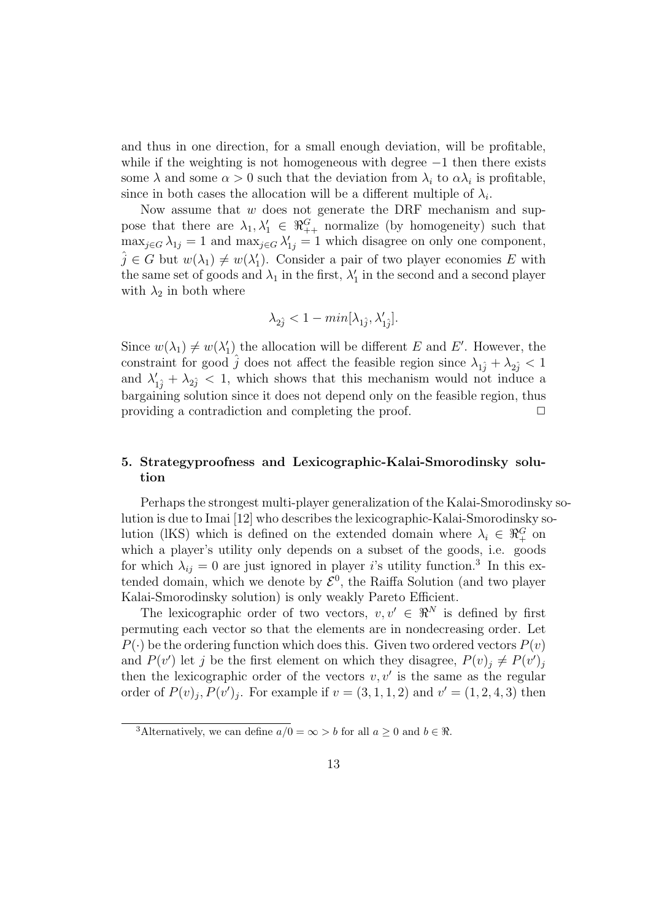and thus in one direction, for a small enough deviation, will be profitable, while if the weighting is not homogeneous with degree $-1$ then there exists some $\lambda$ and some $\alpha > 0$ such that the deviation from $\lambda_i$ to $\alpha\lambda_i$ is profitable, since in both cases the allocation will be a different multiple of $\lambda_i$.

Now assume that $w$ does not generate the DRF mechanism and suppose that there are $\lambda_1, \lambda_1' \in \Re^G_{++}$ normalize (by homogeneity) such that $\max_{j \in G} \lambda_{1j} = 1$ and $\max_{j \in G} \lambda_{1j}' = 1$ which disagree on only one component, $\hat{j} \in G$ but $w(\lambda_1) \neq w(\lambda_1')$. Consider a pair of two player economies $E$ with the same set of goods and $\lambda_1$ in the first, $\lambda_1'$ in the second and a second player with $\lambda_2$ in both where

$$\lambda_{2\hat{j}} < 1 - min[\lambda_{1\hat{j}}, \lambda_{1\hat{j}}'].$$

Since $w(\lambda_1) \neq w(\lambda_1')$ the allocation will be different $E$ and $E'$. However, the constraint for good $\hat{j}$ does not affect the feasible region since $\lambda_{1\hat{j}} + \lambda_{2\hat{j}} < 1$ and $\lambda_{1\hat{j}}' + \lambda_{2\hat{j}} < 1$, which shows that this mechanism would not induce a bargaining solution since it does not depend only on the feasible region, thus providing a contradiction and completing the proof. $\square$

## 5. Strategyproofness and Lexicographic-Kalai-Smorodinsky solution

Perhaps the strongest multi-player generalization of the Kalai-Smorodinsky solution is due to Imai [12] who describes the lexicographic-Kalai-Smorodinsky solution (lKS) which is defined on the extended domain where $\lambda_i \in \Re^G_+$ on which a player's utility only depends on a subset of the goods, i.e. goods for which $\lambda_{ij} = 0$ are just ignored in player $i$'s utility function.[3] In this extended domain, which we denote by $\mathcal{E}^0$, the Raiffa Solution (and two player Kalai-Smorodinsky solution) is only weakly Pareto Efficient.

The lexicographic order of two vectors, $v, v' \in \Re^N$ is defined by first permuting each vector so that the elements are in nondecreasing order. Let $P(\cdot)$ be the ordering function which does this. Given two ordered vectors $P(v)$ and $P(v')$ let $j$ be the first element on which they disagree, $P(v)_j \neq P(v')_j$ then the lexicographic order of the vectors $v, v'$ is the same as the regular order of $P(v)_j, P(v')_j$. For example if $v = (3, 1, 1, 2)$ and $v' = (1, 2, 4, 3)$ then

[3] Alternatively, we can define $a/0 = \infty > b$ for all $a \geq 0$ and $b \in \Re$.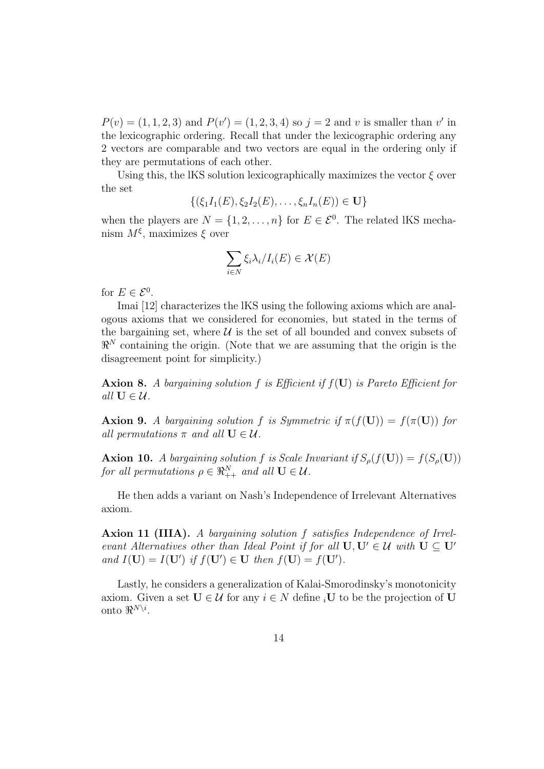$P(v) = (1, 1, 2, 3)$ and $P(v') = (1, 2, 3, 4)$ so $j = 2$ and $v$ is smaller than $v'$ in the lexicographic ordering. Recall that under the lexicographic ordering any 2 vectors are comparable and two vectors are equal in the ordering only if they are permutations of each other.

Using this, the lKS solution lexicographically maximizes the vector $\xi$ over the set

$$\{(\xi_1 I_1(E), \xi_2 I_2(E), \ldots, \xi_n I_n(E)) \in \mathbf{U}\}$$

when the players are $N = \{1, 2, \ldots, n\}$ for $E \in \mathcal{E}^0$. The related lKS mechanism $M^\xi$, maximizes $\xi$ over

$$\sum_{i \in N} \xi_i \lambda_i / I_i(E) \in \mathcal{X}(E)$$

for $E \in \mathcal{E}^0$.

Imai [12] characterizes the lKS using the following axioms which are analogous axioms that we considered for economies, but stated in the terms of the bargaining set, where $\mathcal{U}$ is the set of all bounded and convex subsets of $\Re^N$ containing the origin. (Note that we are assuming that the origin is the disagreement point for simplicity.)

**Axion 8.** *A bargaining solution $f$ is Efficient if $f(\mathbf{U})$ is Pareto Efficient for all $\mathbf{U} \in \mathcal{U}$.*

**Axion 9.** *A bargaining solution $f$ is Symmetric if $\pi(f(\mathbf{U})) = f(\pi(\mathbf{U}))$ for all permutations $\pi$ and all $\mathbf{U} \in \mathcal{U}$.*

**Axion 10.** *A bargaining solution $f$ is Scale Invariant if $S_\rho(f(\mathbf{U})) = f(S_\rho(\mathbf{U}))$ for all permutations $\rho \in \Re^N_{++}$ and all $\mathbf{U} \in \mathcal{U}$.*

He then adds a variant on Nash's Independence of Irrelevant Alternatives axiom.

**Axion 11 (IIIA).** *A bargaining solution $f$ satisfies Independence of Irrelevant Alternatives other than Ideal Point if for all $\mathbf{U}, \mathbf{U}' \in \mathcal{U}$ with $\mathbf{U} \subseteq \mathbf{U}'$ and $I(\mathbf{U}) = I(\mathbf{U}')$ if $f(\mathbf{U}') \in \mathbf{U}$ then $f(\mathbf{U}) = f(\mathbf{U}')$.*

Lastly, he considers a generalization of Kalai-Smorodinsky's monotonicity axiom. Given a set $\mathbf{U} \in \mathcal{U}$ for any $i \in N$ define ${}_i\mathbf{U}$ to be the projection of $\mathbf{U}$ onto $\Re^{N \setminus i}$.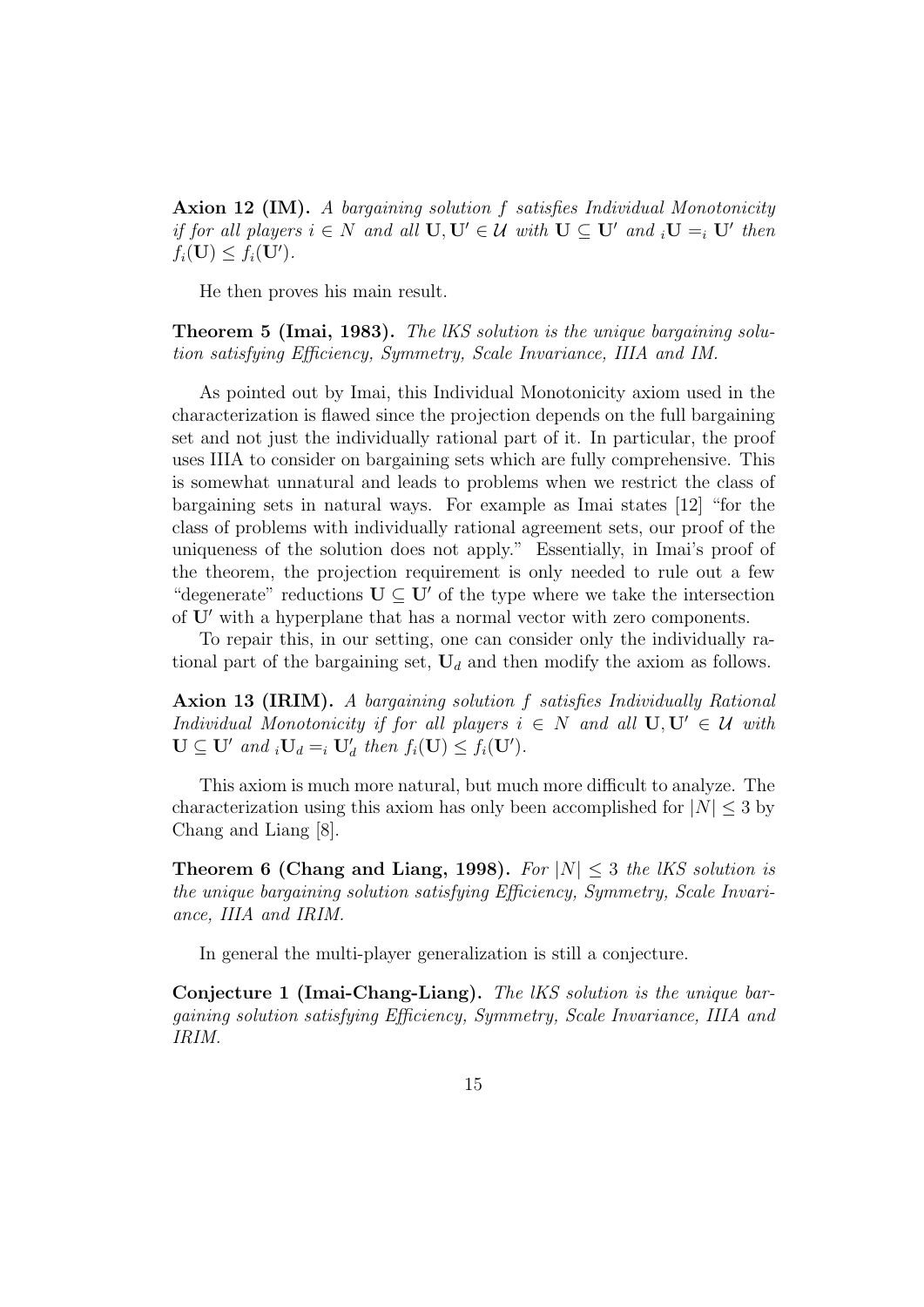**Axion 12 (IM).** *A bargaining solution $f$ satisfies Individual Monotonicity if for all players $i \in N$ and all $\mathbf{U}, \mathbf{U}' \in \mathcal{U}$ with $\mathbf{U} \subseteq \mathbf{U}'$ and ${}_i\mathbf{U} =_i \mathbf{U}'$ then $f_i(\mathbf{U}) \leq f_i(\mathbf{U}')$.*

He then proves his main result.

**Theorem 5 (Imai, 1983).** *The lKS solution is the unique bargaining solution satisfying Efficiency, Symmetry, Scale Invariance, IIIA and IM.*

As pointed out by Imai, this Individual Monotonicity axiom used in the characterization is flawed since the projection depends on the full bargaining set and not just the individually rational part of it. In particular, the proof uses IIIA to consider on bargaining sets which are fully comprehensive. This is somewhat unnatural and leads to problems when we restrict the class of bargaining sets in natural ways. For example as Imai states [12] "for the class of problems with individually rational agreement sets, our proof of the uniqueness of the solution does not apply." Essentially, in Imai's proof of the theorem, the projection requirement is only needed to rule out a few "degenerate" reductions $\mathbf{U} \subseteq \mathbf{U}'$ of the type where we take the intersection of $\mathbf{U}'$ with a hyperplane that has a normal vector with zero components.

To repair this, in our setting, one can consider only the individually rational part of the bargaining set, $\mathbf{U}_d$ and then modify the axiom as follows.

**Axion 13 (IRIM).** *A bargaining solution $f$ satisfies Individually Rational Individual Monotonicity if for all players $i \in N$ and all $\mathbf{U}, \mathbf{U}' \in \mathcal{U}$ with $\mathbf{U} \subseteq \mathbf{U}'$ and ${}_i\mathbf{U}_d =_i \mathbf{U}'_d$ then $f_i(\mathbf{U}) \leq f_i(\mathbf{U}')$.*

This axiom is much more natural, but much more difficult to analyze. The characterization using this axiom has only been accomplished for $|N| \leq 3$ by Chang and Liang [8].

**Theorem 6 (Chang and Liang, 1998).** *For $|N| \leq 3$ the lKS solution is the unique bargaining solution satisfying Efficiency, Symmetry, Scale Invariance, IIIA and IRIM.*

In general the multi-player generalization is still a conjecture.

**Conjecture 1 (Imai-Chang-Liang).** *The lKS solution is the unique bargaining solution satisfying Efficiency, Symmetry, Scale Invariance, IIIA and IRIM.*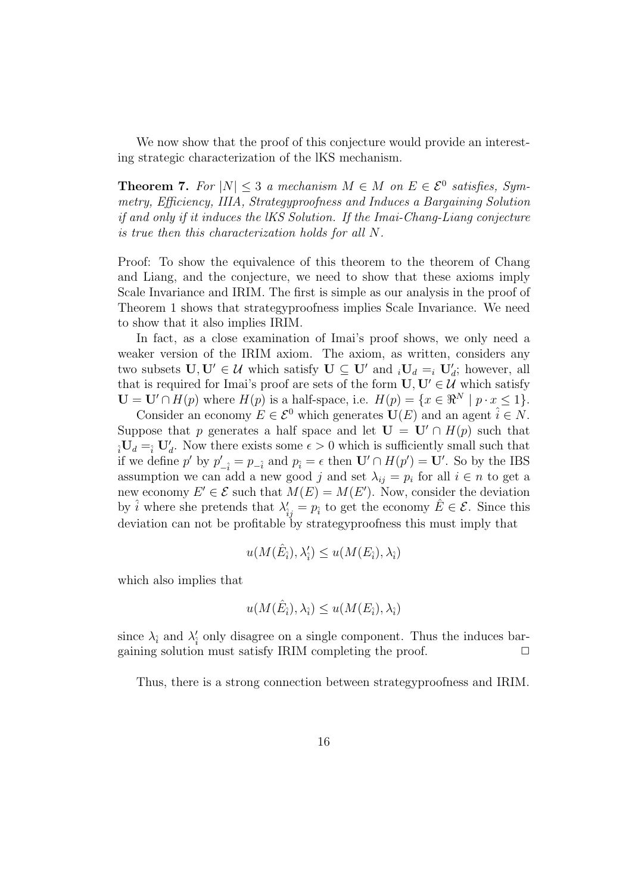We now show that the proof of this conjecture would provide an interesting strategic characterization of the lKS mechanism.

**Theorem 7.** *For $|N| \leq 3$ a mechanism $M \in M$ on $E \in \mathcal{E}^0$ satisfies, Symmetry, Efficiency, IIIA, Strategyproofness and Induces a Bargaining Solution if and only if it induces the lKS Solution. If the Imai-Chang-Liang conjecture is true then this characterization holds for all $N$.*

Proof: To show the equivalence of this theorem to the theorem of Chang and Liang, and the conjecture, we need to show that these axioms imply Scale Invariance and IRIM. The first is simple as our analysis in the proof of Theorem 1 shows that strategyproofness implies Scale Invariance. We need to show that it also implies IRIM.

In fact, as a close examination of Imai's proof shows, we only need a weaker version of the IRIM axiom. The axiom, as written, considers any two subsets $\mathbf{U}, \mathbf{U}' \in \mathcal{U}$ which satisfy $\mathbf{U} \subseteq \mathbf{U}'$ and ${}_i\mathbf{U}_d =_i \mathbf{U}'_d$; however, all that is required for Imai's proof are sets of the form $\mathbf{U}, \mathbf{U}' \in \mathcal{U}$ which satisfy $\mathbf{U} = \mathbf{U}' \cap H(p)$ where $H(p)$ is a half-space, i.e. $H(p) = \{x \in \Re^N \mid p \cdot x \leq 1\}$.

Consider an economy $E \in \mathcal{E}^0$ which generates $\mathbf{U}(E)$ and an agent $\hat{i} \in N$. Suppose that $p$ generates a half space and let $\mathbf{U} = \mathbf{U}' \cap H(p)$ such that ${}_{\hat{i}}\mathbf{U}_d =_{\hat{i}} \mathbf{U}'_d$. Now there exists some $\epsilon > 0$ which is sufficiently small such that if we define $p'$ by $p'_{-\hat{i}} = p_{-\hat{i}}$ and $p_{\hat{i}} = \epsilon$ then $\mathbf{U}' \cap H(p') = \mathbf{U}'$. So by the IBS assumption we can add a new good $j$ and set $\lambda_{ij} = p_i$ for all $i \in n$ to get a new economy $E' \in \mathcal{E}$ such that $M(E) = M(E')$. Now, consider the deviation by $\hat{i}$ where she pretends that $\lambda'_{\hat{i}j} = p_{\hat{i}}$ to get the economy $\hat{E} \in \mathcal{E}$. Since this deviation can not be profitable by strategyproofness this must imply that

$$u(M(\hat{E}_{\hat{i}}), \lambda'_{\hat{i}}) \leq u(M(E_{\hat{i}}), \lambda_{\hat{i}})$$

which also implies that

$$u(M(\hat{E}_{\hat{i}}), \lambda_{\hat{i}}) \leq u(M(E_{\hat{i}}), \lambda_{\hat{i}})$$

since $\lambda_{\hat{i}}$ and $\lambda'_{\hat{i}}$ only disagree on a single component. Thus the induces bargaining solution must satisfy IRIM completing the proof. $\square$

Thus, there is a strong connection between strategyproofness and IRIM.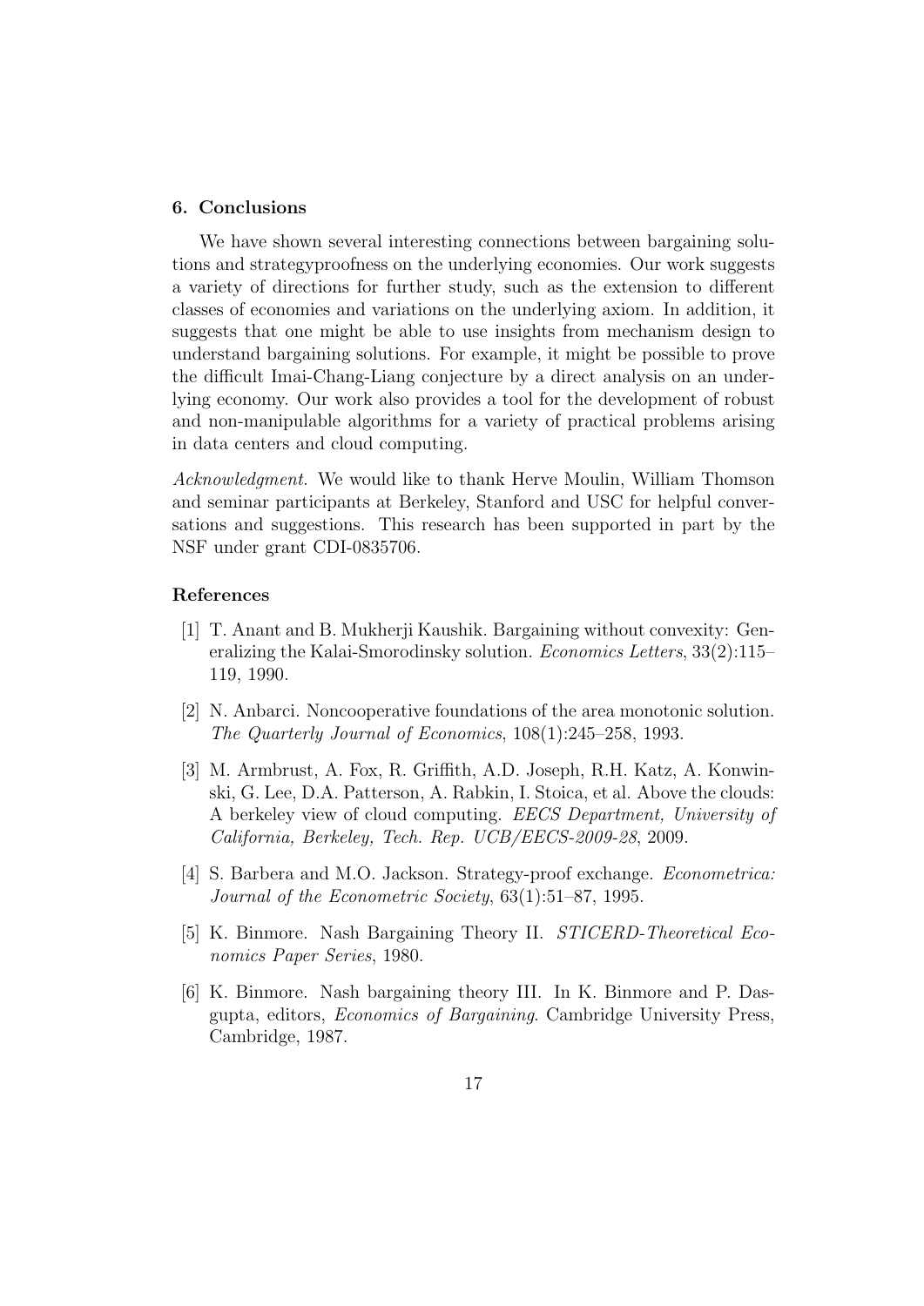## 6. Conclusions

We have shown several interesting connections between bargaining solutions and strategyproofness on the underlying economies. Our work suggests a variety of directions for further study, such as the extension to different classes of economies and variations on the underlying axiom. In addition, it suggests that one might be able to use insights from mechanism design to understand bargaining solutions. For example, it might be possible to prove the difficult Imai-Chang-Liang conjecture by a direct analysis on an underlying economy. Our work also provides a tool for the development of robust and non-manipulable algorithms for a variety of practical problems arising in data centers and cloud computing.

*Acknowledgment.* We would like to thank Herve Moulin, William Thomson and seminar participants at Berkeley, Stanford and USC for helpful conversations and suggestions. This research has been supported in part by the NSF under grant CDI-0835706.

## References

[1] T. Anant and B. Mukherji Kaushik. Bargaining without convexity: Generalizing the Kalai-Smorodinsky solution. *Economics Letters*, 33(2):115–119, 1990.

[2] N. Anbarci. Noncooperative foundations of the area monotonic solution. *The Quarterly Journal of Economics*, 108(1):245–258, 1993.

[3] M. Armbrust, A. Fox, R. Griffith, A.D. Joseph, R.H. Katz, A. Konwinski, G. Lee, D.A. Patterson, A. Rabkin, I. Stoica, et al. Above the clouds: A berkeley view of cloud computing. *EECS Department, University of California, Berkeley, Tech. Rep. UCB/EECS-2009-28*, 2009.

[4] S. Barbera and M.O. Jackson. Strategy-proof exchange. *Econometrica: Journal of the Econometric Society*, 63(1):51–87, 1995.

[5] K. Binmore. Nash Bargaining Theory II. *STICERD-Theoretical Economics Paper Series*, 1980.

[6] K. Binmore. Nash bargaining theory III. In K. Binmore and P. Dasgupta, editors, *Economics of Bargaining*. Cambridge University Press, Cambridge, 1987.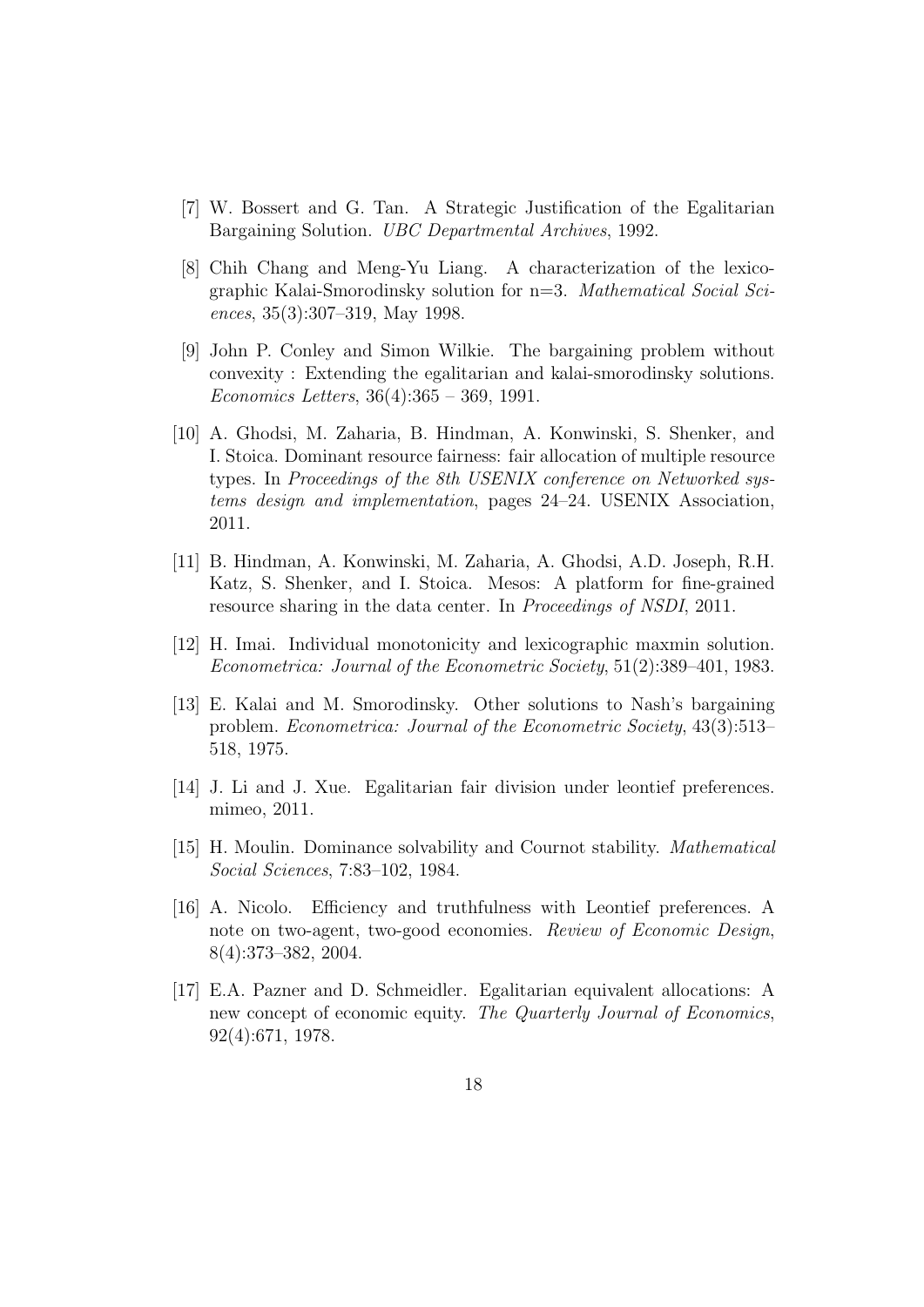[7] W. Bossert and G. Tan. A Strategic Justification of the Egalitarian Bargaining Solution. *UBC Departmental Archives*, 1992.

[8] Chih Chang and Meng-Yu Liang. A characterization of the lexicographic Kalai-Smorodinsky solution for n=3. *Mathematical Social Sciences*, 35(3):307–319, May 1998.

[9] John P. Conley and Simon Wilkie. The bargaining problem without convexity : Extending the egalitarian and kalai-smorodinsky solutions. *Economics Letters*, 36(4):365 – 369, 1991.

[10] A. Ghodsi, M. Zaharia, B. Hindman, A. Konwinski, S. Shenker, and I. Stoica. Dominant resource fairness: fair allocation of multiple resource types. In *Proceedings of the 8th USENIX conference on Networked systems design and implementation*, pages 24–24. USENIX Association, 2011.

[11] B. Hindman, A. Konwinski, M. Zaharia, A. Ghodsi, A.D. Joseph, R.H. Katz, S. Shenker, and I. Stoica. Mesos: A platform for fine-grained resource sharing in the data center. In *Proceedings of NSDI*, 2011.

[12] H. Imai. Individual monotonicity and lexicographic maxmin solution. *Econometrica: Journal of the Econometric Society*, 51(2):389–401, 1983.

[13] E. Kalai and M. Smorodinsky. Other solutions to Nash's bargaining problem. *Econometrica: Journal of the Econometric Society*, 43(3):513–518, 1975.

[14] J. Li and J. Xue. Egalitarian fair division under leontief preferences. mimeo, 2011.

[15] H. Moulin. Dominance solvability and Cournot stability. *Mathematical Social Sciences*, 7:83–102, 1984.

[16] A. Nicolo. Efficiency and truthfulness with Leontief preferences. A note on two-agent, two-good economies. *Review of Economic Design*, 8(4):373–382, 2004.

[17] E.A. Pazner and D. Schmeidler. Egalitarian equivalent allocations: A new concept of economic equity. *The Quarterly Journal of Economics*, 92(4):671, 1978.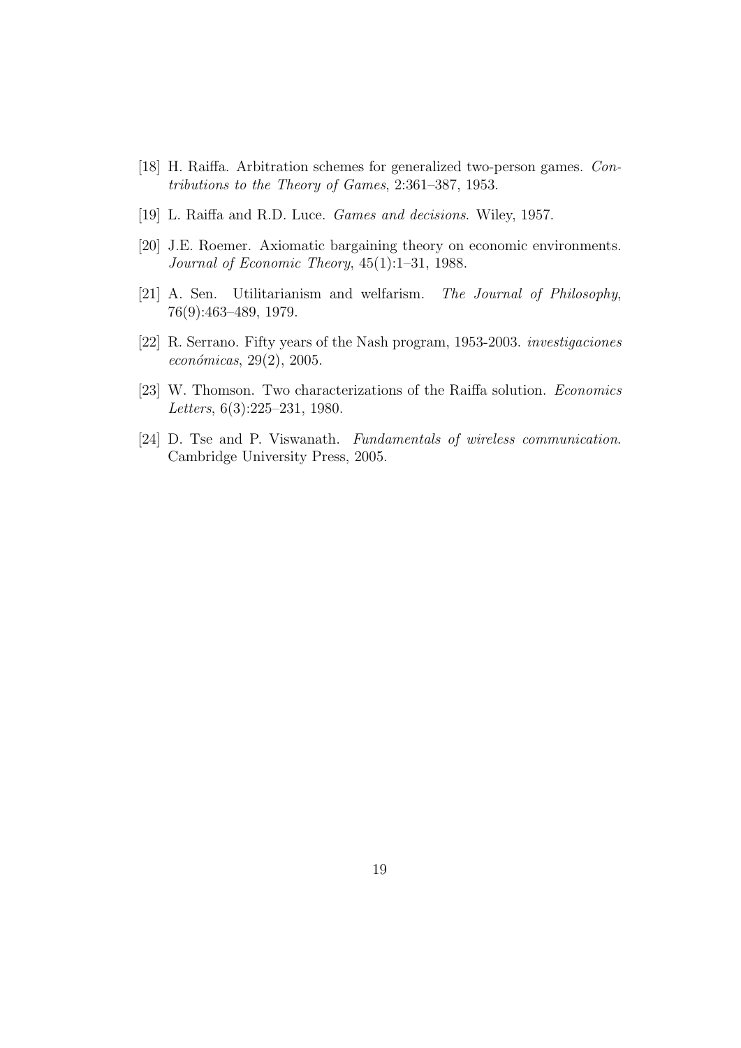[18] H. Raiffa. Arbitration schemes for generalized two-person games. *Contributions to the Theory of Games*, 2:361–387, 1953.

[19] L. Raiffa and R.D. Luce. *Games and decisions*. Wiley, 1957.

[20] J.E. Roemer. Axiomatic bargaining theory on economic environments. *Journal of Economic Theory*, 45(1):1–31, 1988.

[21] A. Sen. Utilitarianism and welfarism. *The Journal of Philosophy*, 76(9):463–489, 1979.

[22] R. Serrano. Fifty years of the Nash program, 1953-2003. *investigaciones económicas*, 29(2), 2005.

[23] W. Thomson. Two characterizations of the Raiffa solution. *Economics Letters*, 6(3):225–231, 1980.

[24] D. Tse and P. Viswanath. *Fundamentals of wireless communication*. Cambridge University Press, 2005.